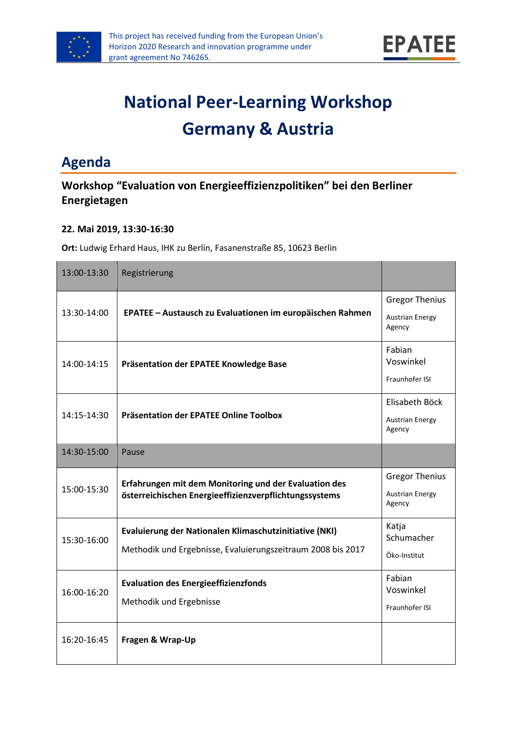This project has received funding from the European Union's Horizon 2020 Research and innovation programme under grant agreement No 746265.

EPATEE

# National Peer-Learning Workshop Germany & Austria

## Agenda

### Workshop "Evaluation von Energieeffizienzpolitiken" bei den Berliner Energietagen

**22. Mai 2019, 13:30-16:30**

**Ort:** Ludwig Erhard Haus, IHK zu Berlin, Fasanenstraße 85, 10623 Berlin

| | | |
|---|---|---|
| 13:00-13:30 | Registrierung | |
| 13:30-14:00 | **EPATEE – Austausch zu Evaluationen im europäischen Rahmen** | Gregor Thenius<br>Austrian Energy Agency |
| 14:00-14:15 | **Präsentation der EPATEE Knowledge Base** | Fabian Voswinkel<br>Fraunhofer ISI |
| 14:15-14:30 | **Präsentation der EPATEE Online Toolbox** | Elisabeth Böck<br>Austrian Energy Agency |
| 14:30-15:00 | Pause | |
| 15:00-15:30 | **Erfahrungen mit dem Monitoring und der Evaluation des österreichischen Energieeffizienzverpflichtungssystems** | Gregor Thenius<br>Austrian Energy Agency |
| 15:30-16:00 | **Evaluierung der Nationalen Klimaschutzinitiative (NKI)**<br>Methodik und Ergebnisse, Evaluierungszeitraum 2008 bis 2017 | Katja Schumacher<br>Öko-Institut |
| 16:00-16:20 | **Evaluation des Energieeffizienzfonds**<br>Methodik und Ergebnisse | Fabian Voswinkel<br>Fraunhofer ISI |
| 16:20-16:45 | **Fragen & Wrap-Up** | |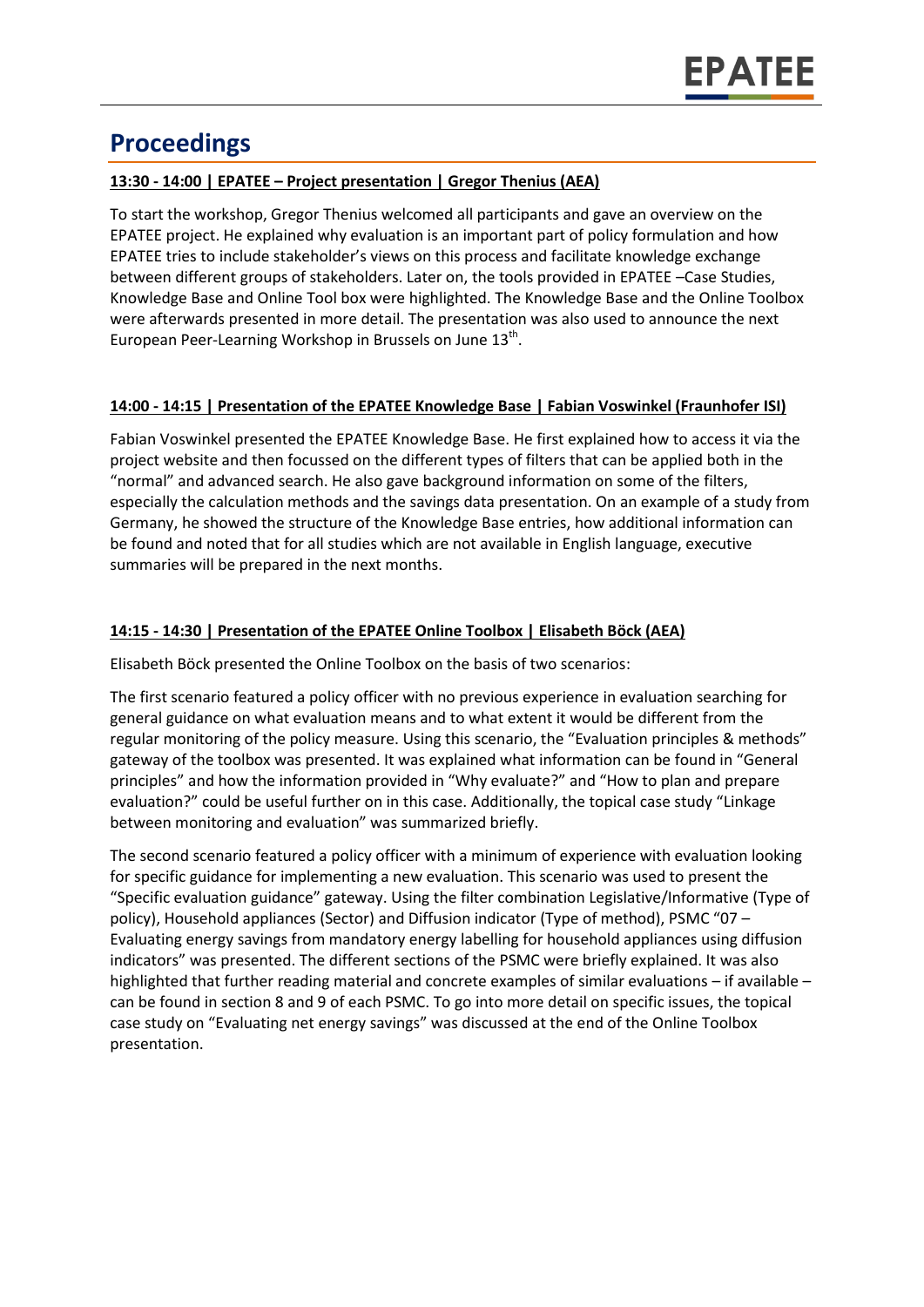# Proceedings

**13:30 - 14:00 | EPATEE – Project presentation | Gregor Thenius (AEA)**

To start the workshop, Gregor Thenius welcomed all participants and gave an overview on the EPATEE project. He explained why evaluation is an important part of policy formulation and how EPATEE tries to include stakeholder's views on this process and facilitate knowledge exchange between different groups of stakeholders. Later on, the tools provided in EPATEE –Case Studies, Knowledge Base and Online Tool box were highlighted. The Knowledge Base and the Online Toolbox were afterwards presented in more detail. The presentation was also used to announce the next European Peer-Learning Workshop in Brussels on June 13th.

**14:00 - 14:15 | Presentation of the EPATEE Knowledge Base | Fabian Voswinkel (Fraunhofer ISI)**

Fabian Voswinkel presented the EPATEE Knowledge Base. He first explained how to access it via the project website and then focussed on the different types of filters that can be applied both in the "normal" and advanced search. He also gave background information on some of the filters, especially the calculation methods and the savings data presentation. On an example of a study from Germany, he showed the structure of the Knowledge Base entries, how additional information can be found and noted that for all studies which are not available in English language, executive summaries will be prepared in the next months.

**14:15 - 14:30 | Presentation of the EPATEE Online Toolbox | Elisabeth Böck (AEA)**

Elisabeth Böck presented the Online Toolbox on the basis of two scenarios:

The first scenario featured a policy officer with no previous experience in evaluation searching for general guidance on what evaluation means and to what extent it would be different from the regular monitoring of the policy measure. Using this scenario, the "Evaluation principles & methods" gateway of the toolbox was presented. It was explained what information can be found in "General principles" and how the information provided in "Why evaluate?" and "How to plan and prepare evaluation?" could be useful further on in this case. Additionally, the topical case study "Linkage between monitoring and evaluation" was summarized briefly.

The second scenario featured a policy officer with a minimum of experience with evaluation looking for specific guidance for implementing a new evaluation. This scenario was used to present the "Specific evaluation guidance" gateway. Using the filter combination Legislative/Informative (Type of policy), Household appliances (Sector) and Diffusion indicator (Type of method), PSMC "07 – Evaluating energy savings from mandatory energy labelling for household appliances using diffusion indicators" was presented. The different sections of the PSMC were briefly explained. It was also highlighted that further reading material and concrete examples of similar evaluations – if available – can be found in section 8 and 9 of each PSMC. To go into more detail on specific issues, the topical case study on "Evaluating net energy savings" was discussed at the end of the Online Toolbox presentation.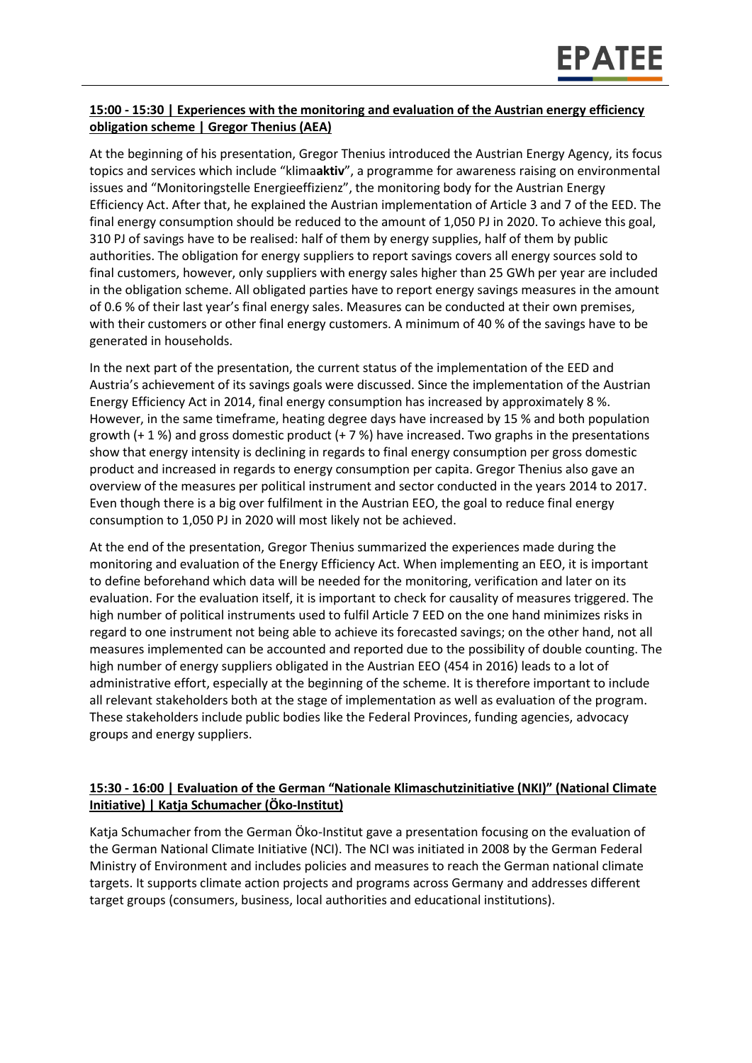**15:00 - 15:30 | Experiences with the monitoring and evaluation of the Austrian energy efficiency obligation scheme | Gregor Thenius (AEA)**

At the beginning of his presentation, Gregor Thenius introduced the Austrian Energy Agency, its focus topics and services which include "klima**aktiv**", a programme for awareness raising on environmental issues and "Monitoringstelle Energieeffizienz", the monitoring body for the Austrian Energy Efficiency Act. After that, he explained the Austrian implementation of Article 3 and 7 of the EED. The final energy consumption should be reduced to the amount of 1,050 PJ in 2020. To achieve this goal, 310 PJ of savings have to be realised: half of them by energy supplies, half of them by public authorities. The obligation for energy suppliers to report savings covers all energy sources sold to final customers, however, only suppliers with energy sales higher than 25 GWh per year are included in the obligation scheme. All obligated parties have to report energy savings measures in the amount of 0.6 % of their last year's final energy sales. Measures can be conducted at their own premises, with their customers or other final energy customers. A minimum of 40 % of the savings have to be generated in households.

In the next part of the presentation, the current status of the implementation of the EED and Austria's achievement of its savings goals were discussed. Since the implementation of the Austrian Energy Efficiency Act in 2014, final energy consumption has increased by approximately 8 %. However, in the same timeframe, heating degree days have increased by 15 % and both population growth (+ 1 %) and gross domestic product (+ 7 %) have increased. Two graphs in the presentations show that energy intensity is declining in regards to final energy consumption per gross domestic product and increased in regards to energy consumption per capita. Gregor Thenius also gave an overview of the measures per political instrument and sector conducted in the years 2014 to 2017. Even though there is a big over fulfilment in the Austrian EEO, the goal to reduce final energy consumption to 1,050 PJ in 2020 will most likely not be achieved.

At the end of the presentation, Gregor Thenius summarized the experiences made during the monitoring and evaluation of the Energy Efficiency Act. When implementing an EEO, it is important to define beforehand which data will be needed for the monitoring, verification and later on its evaluation. For the evaluation itself, it is important to check for causality of measures triggered. The high number of political instruments used to fulfil Article 7 EED on the one hand minimizes risks in regard to one instrument not being able to achieve its forecasted savings; on the other hand, not all measures implemented can be accounted and reported due to the possibility of double counting. The high number of energy suppliers obligated in the Austrian EEO (454 in 2016) leads to a lot of administrative effort, especially at the beginning of the scheme. It is therefore important to include all relevant stakeholders both at the stage of implementation as well as evaluation of the program. These stakeholders include public bodies like the Federal Provinces, funding agencies, advocacy groups and energy suppliers.

**15:30 - 16:00 | Evaluation of the German "Nationale Klimaschutzinitiative (NKI)" (National Climate Initiative) | Katja Schumacher (Öko-Institut)**

Katja Schumacher from the German Öko-Institut gave a presentation focusing on the evaluation of the German National Climate Initiative (NCI). The NCI was initiated in 2008 by the German Federal Ministry of Environment and includes policies and measures to reach the German national climate targets. It supports climate action projects and programs across Germany and addresses different target groups (consumers, business, local authorities and educational institutions).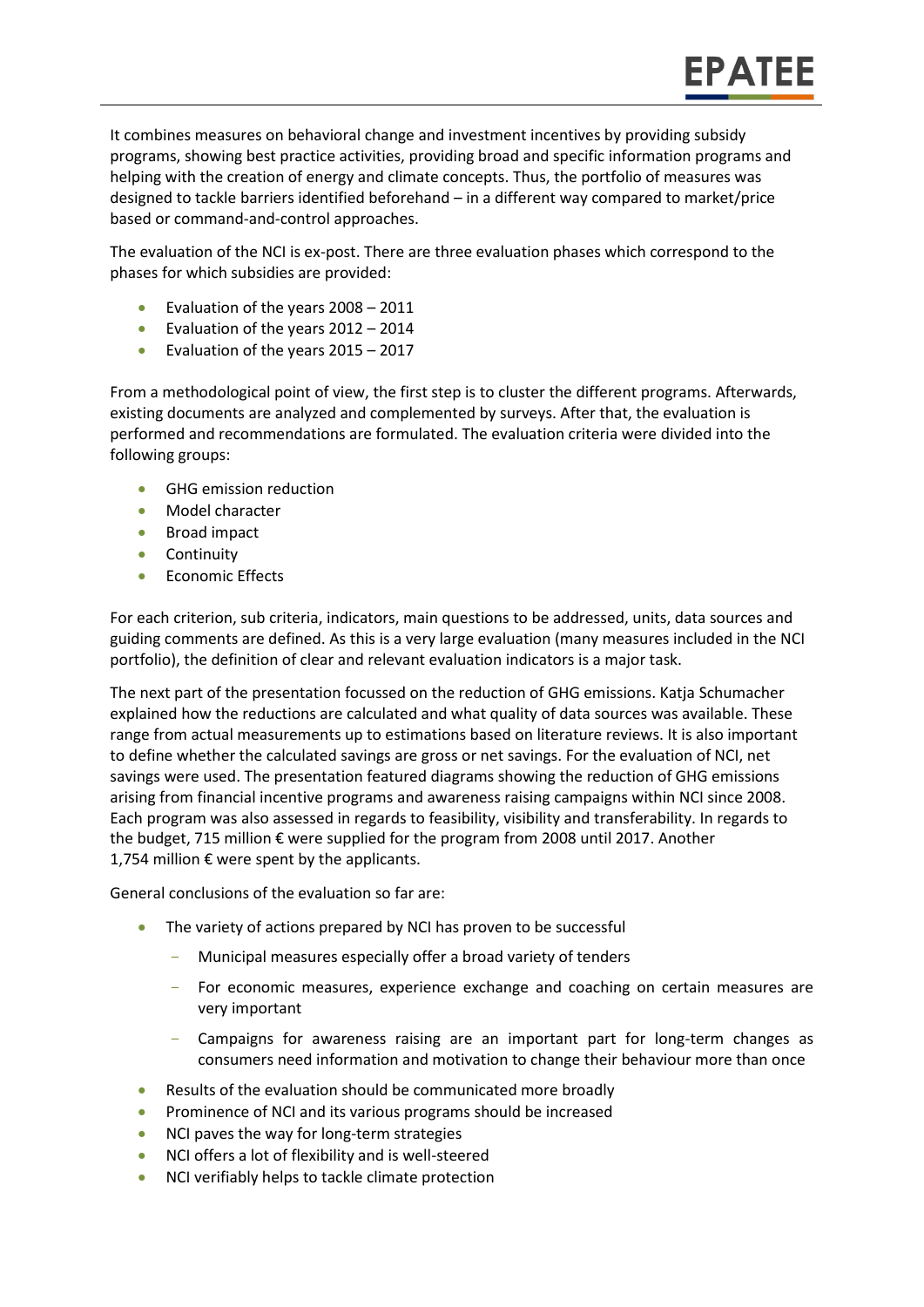It combines measures on behavioral change and investment incentives by providing subsidy programs, showing best practice activities, providing broad and specific information programs and helping with the creation of energy and climate concepts. Thus, the portfolio of measures was designed to tackle barriers identified beforehand – in a different way compared to market/price based or command-and-control approaches.

The evaluation of the NCI is ex-post. There are three evaluation phases which correspond to the phases for which subsidies are provided:

- Evaluation of the years 2008 – 2011
- Evaluation of the years 2012 – 2014
- Evaluation of the years 2015 – 2017

From a methodological point of view, the first step is to cluster the different programs. Afterwards, existing documents are analyzed and complemented by surveys. After that, the evaluation is performed and recommendations are formulated. The evaluation criteria were divided into the following groups:

- GHG emission reduction
- Model character
- Broad impact
- Continuity
- Economic Effects

For each criterion, sub criteria, indicators, main questions to be addressed, units, data sources and guiding comments are defined. As this is a very large evaluation (many measures included in the NCI portfolio), the definition of clear and relevant evaluation indicators is a major task.

The next part of the presentation focussed on the reduction of GHG emissions. Katja Schumacher explained how the reductions are calculated and what quality of data sources was available. These range from actual measurements up to estimations based on literature reviews. It is also important to define whether the calculated savings are gross or net savings. For the evaluation of NCI, net savings were used. The presentation featured diagrams showing the reduction of GHG emissions arising from financial incentive programs and awareness raising campaigns within NCI since 2008. Each program was also assessed in regards to feasibility, visibility and transferability. In regards to the budget, 715 million € were supplied for the program from 2008 until 2017. Another 1,754 million € were spent by the applicants.

General conclusions of the evaluation so far are:

- The variety of actions prepared by NCI has proven to be successful
  - Municipal measures especially offer a broad variety of tenders
  - For economic measures, experience exchange and coaching on certain measures are very important
  - Campaigns for awareness raising are an important part for long-term changes as consumers need information and motivation to change their behaviour more than once
- Results of the evaluation should be communicated more broadly
- Prominence of NCI and its various programs should be increased
- NCI paves the way for long-term strategies
- NCI offers a lot of flexibility and is well-steered
- NCI verifiably helps to tackle climate protection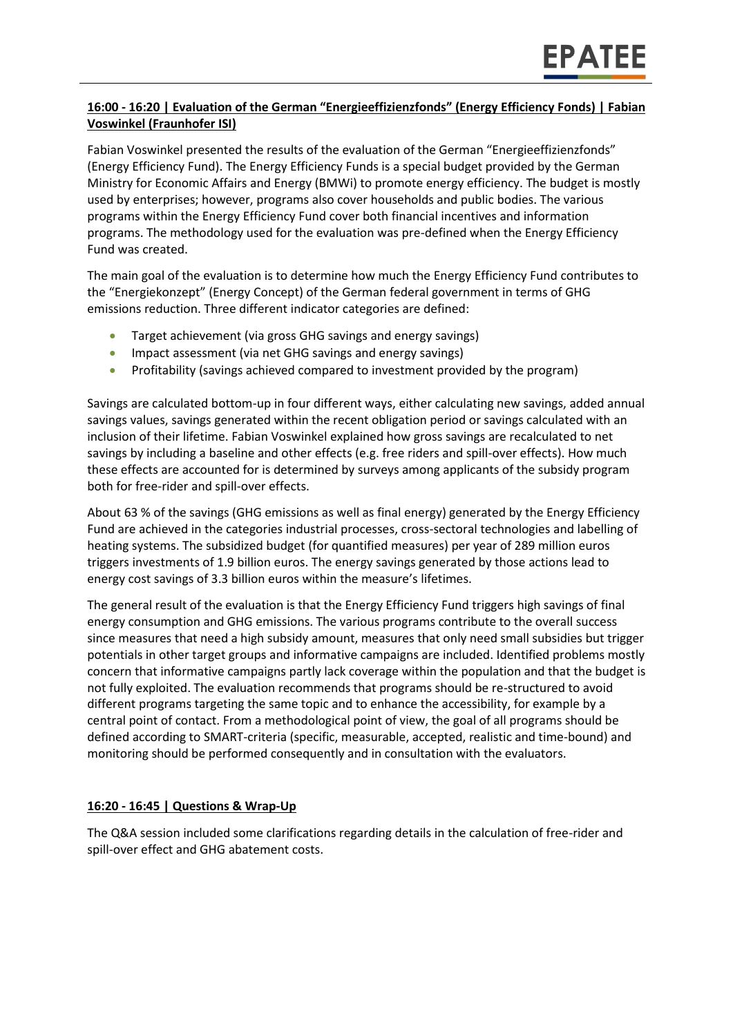**16:00 - 16:20 | Evaluation of the German "Energieeffizienzfonds" (Energy Efficiency Fonds) | Fabian Voswinkel (Fraunhofer ISI)**

Fabian Voswinkel presented the results of the evaluation of the German "Energieeffizienzfonds" (Energy Efficiency Fund). The Energy Efficiency Funds is a special budget provided by the German Ministry for Economic Affairs and Energy (BMWi) to promote energy efficiency. The budget is mostly used by enterprises; however, programs also cover households and public bodies. The various programs within the Energy Efficiency Fund cover both financial incentives and information programs. The methodology used for the evaluation was pre-defined when the Energy Efficiency Fund was created.

The main goal of the evaluation is to determine how much the Energy Efficiency Fund contributes to the "Energiekonzept" (Energy Concept) of the German federal government in terms of GHG emissions reduction. Three different indicator categories are defined:

- Target achievement (via gross GHG savings and energy savings)
- Impact assessment (via net GHG savings and energy savings)
- Profitability (savings achieved compared to investment provided by the program)

Savings are calculated bottom-up in four different ways, either calculating new savings, added annual savings values, savings generated within the recent obligation period or savings calculated with an inclusion of their lifetime. Fabian Voswinkel explained how gross savings are recalculated to net savings by including a baseline and other effects (e.g. free riders and spill-over effects). How much these effects are accounted for is determined by surveys among applicants of the subsidy program both for free-rider and spill-over effects.

About 63 % of the savings (GHG emissions as well as final energy) generated by the Energy Efficiency Fund are achieved in the categories industrial processes, cross-sectoral technologies and labelling of heating systems. The subsidized budget (for quantified measures) per year of 289 million euros triggers investments of 1.9 billion euros. The energy savings generated by those actions lead to energy cost savings of 3.3 billion euros within the measure's lifetimes.

The general result of the evaluation is that the Energy Efficiency Fund triggers high savings of final energy consumption and GHG emissions. The various programs contribute to the overall success since measures that need a high subsidy amount, measures that only need small subsidies but trigger potentials in other target groups and informative campaigns are included. Identified problems mostly concern that informative campaigns partly lack coverage within the population and that the budget is not fully exploited. The evaluation recommends that programs should be re-structured to avoid different programs targeting the same topic and to enhance the accessibility, for example by a central point of contact. From a methodological point of view, the goal of all programs should be defined according to SMART-criteria (specific, measurable, accepted, realistic and time-bound) and monitoring should be performed consequently and in consultation with the evaluators.

**16:20 - 16:45 | Questions & Wrap-Up**

The Q&A session included some clarifications regarding details in the calculation of free-rider and spill-over effect and GHG abatement costs.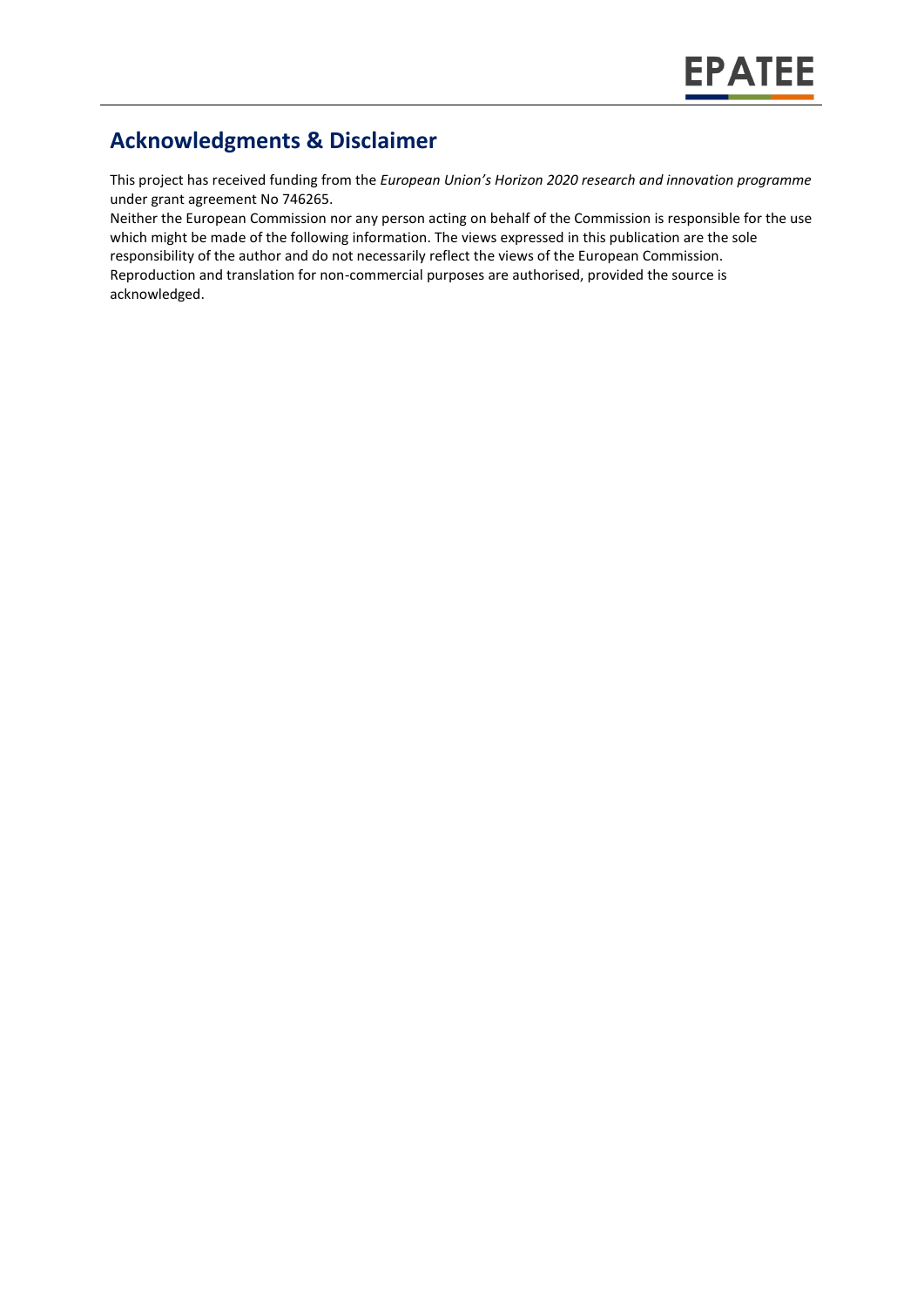## Acknowledgments & Disclaimer

This project has received funding from the *European Union's Horizon 2020 research and innovation programme* under grant agreement No 746265.

Neither the European Commission nor any person acting on behalf of the Commission is responsible for the use which might be made of the following information. The views expressed in this publication are the sole responsibility of the author and do not necessarily reflect the views of the European Commission.

Reproduction and translation for non-commercial purposes are authorised, provided the source is acknowledged.